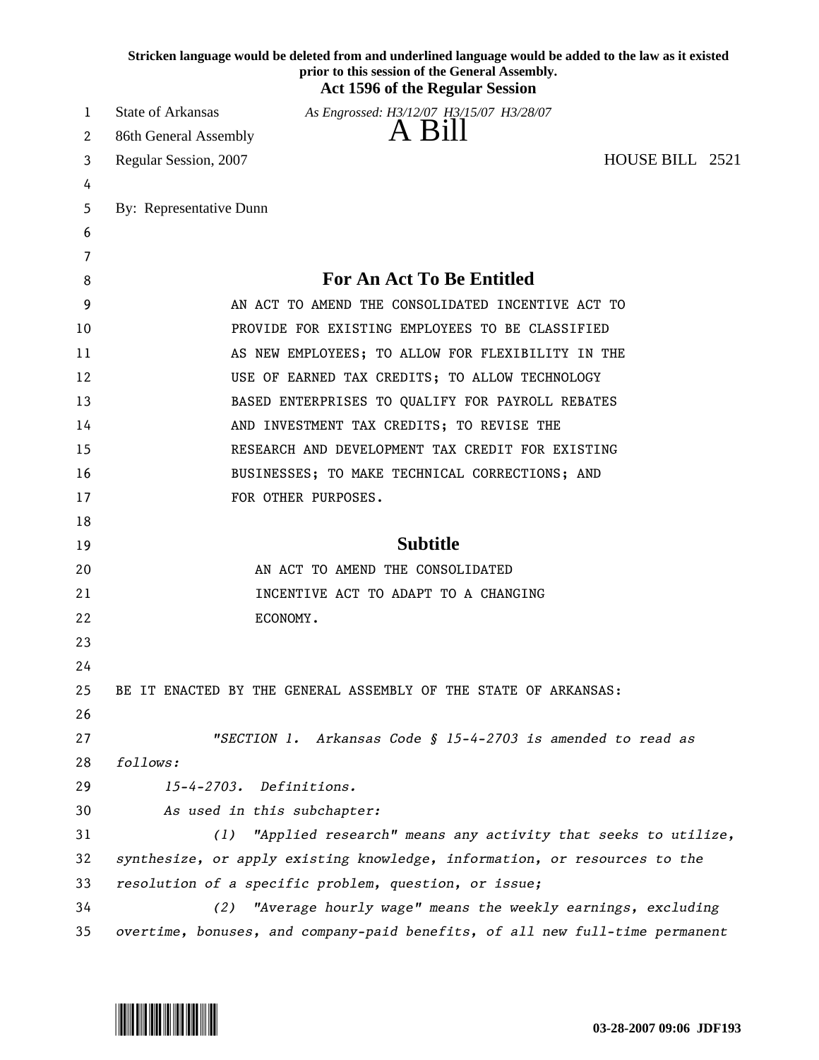**Stricken language would be deleted from and underlined language would be added to the law as it existed prior to this session of the General Assembly.**

**Act 1596 of the Regular Session**

State of Arkansas *As Engrossed: H3/12/07 H3/15/07 H3/28/07*

86th General Assembly

# A Bill

Regular Session, 2007 HOUSE BILL 2521

By: Representative Dunn

## For An Act To Be Entitled

AN ACT TO AMEND THE CONSOLIDATED INCENTIVE ACT TO PROVIDE FOR EXISTING EMPLOYEES TO BE CLASSIFIED AS NEW EMPLOYEES; TO ALLOW FOR FLEXIBILITY IN THE USE OF EARNED TAX CREDITS; TO ALLOW TECHNOLOGY BASED ENTERPRISES TO QUALIFY FOR PAYROLL REBATES AND INVESTMENT TAX CREDITS; TO REVISE THE RESEARCH AND DEVELOPMENT TAX CREDIT FOR EXISTING BUSINESSES; TO MAKE TECHNICAL CORRECTIONS; AND FOR OTHER PURPOSES.

## Subtitle

AN ACT TO AMEND THE CONSOLIDATED INCENTIVE ACT TO ADAPT TO A CHANGING ECONOMY.

BE IT ENACTED BY THE GENERAL ASSEMBLY OF THE STATE OF ARKANSAS:

*"SECTION 1. Arkansas Code § 15-4-2703 is amended to read as follows:*

*15-4-2703. Definitions.*

*As used in this subchapter:*

*(1) "Applied research" means any activity that seeks to utilize, synthesize, or apply existing knowledge, information, or resources to the resolution of a specific problem, question, or issue;*

*(2) "Average hourly wage" means the weekly earnings, excluding overtime, bonuses, and company-paid benefits, of all new full-time permanent*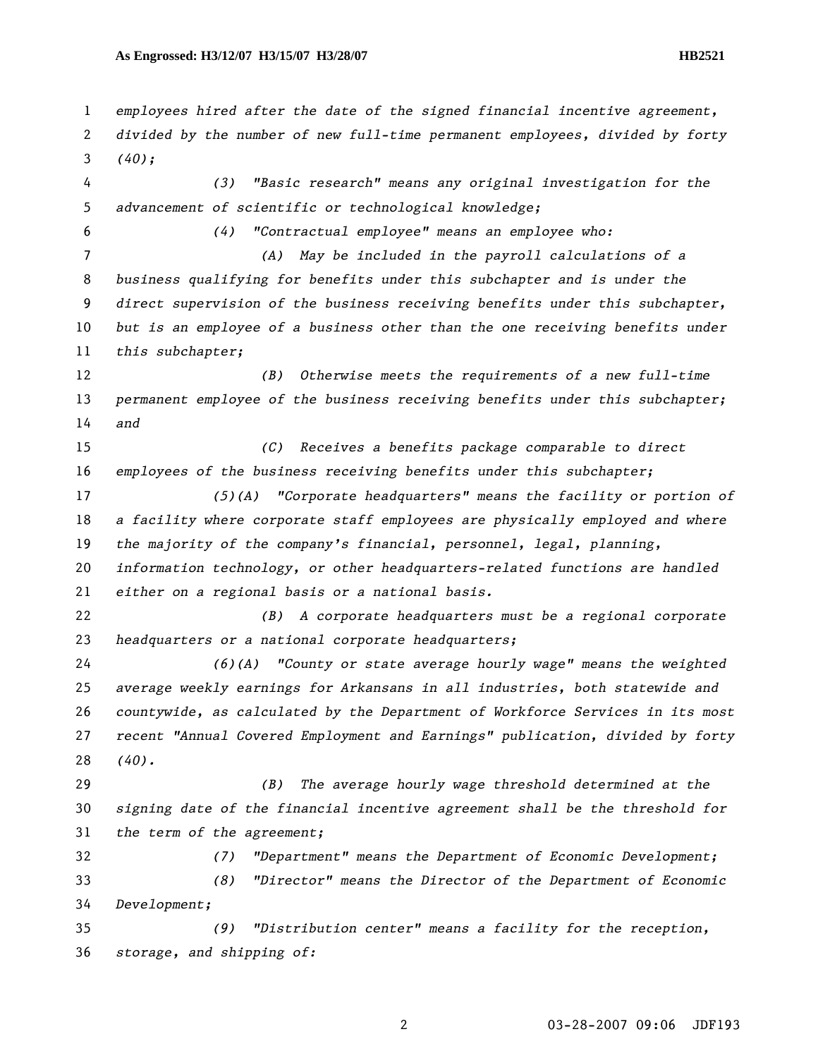*employees hired after the date of the signed financial incentive agreement, divided by the number of new full-time permanent employees, divided by forty (40);*

*(3) "Basic research" means any original investigation for the advancement of scientific or technological knowledge;*

*(4) "Contractual employee" means an employee who:*

*(A) May be included in the payroll calculations of a business qualifying for benefits under this subchapter and is under the direct supervision of the business receiving benefits under this subchapter, but is an employee of a business other than the one receiving benefits under this subchapter;*

*(B) Otherwise meets the requirements of a new full-time permanent employee of the business receiving benefits under this subchapter; and*

*(C) Receives a benefits package comparable to direct employees of the business receiving benefits under this subchapter;*

*(5)(A) "Corporate headquarters" means the facility or portion of a facility where corporate staff employees are physically employed and where the majority of the company's financial, personnel, legal, planning, information technology, or other headquarters-related functions are handled either on a regional basis or a national basis.*

*(B) A corporate headquarters must be a regional corporate headquarters or a national corporate headquarters;*

*(6)(A) "County or state average hourly wage" means the weighted average weekly earnings for Arkansans in all industries, both statewide and countywide, as calculated by the Department of Workforce Services in its most recent "Annual Covered Employment and Earnings" publication, divided by forty (40).*

*(B) The average hourly wage threshold determined at the signing date of the financial incentive agreement shall be the threshold for the term of the agreement;*

*(7) "Department" means the Department of Economic Development;*

*(8) "Director" means the Director of the Department of Economic Development;*

*(9) "Distribution center" means a facility for the reception, storage, and shipping of:*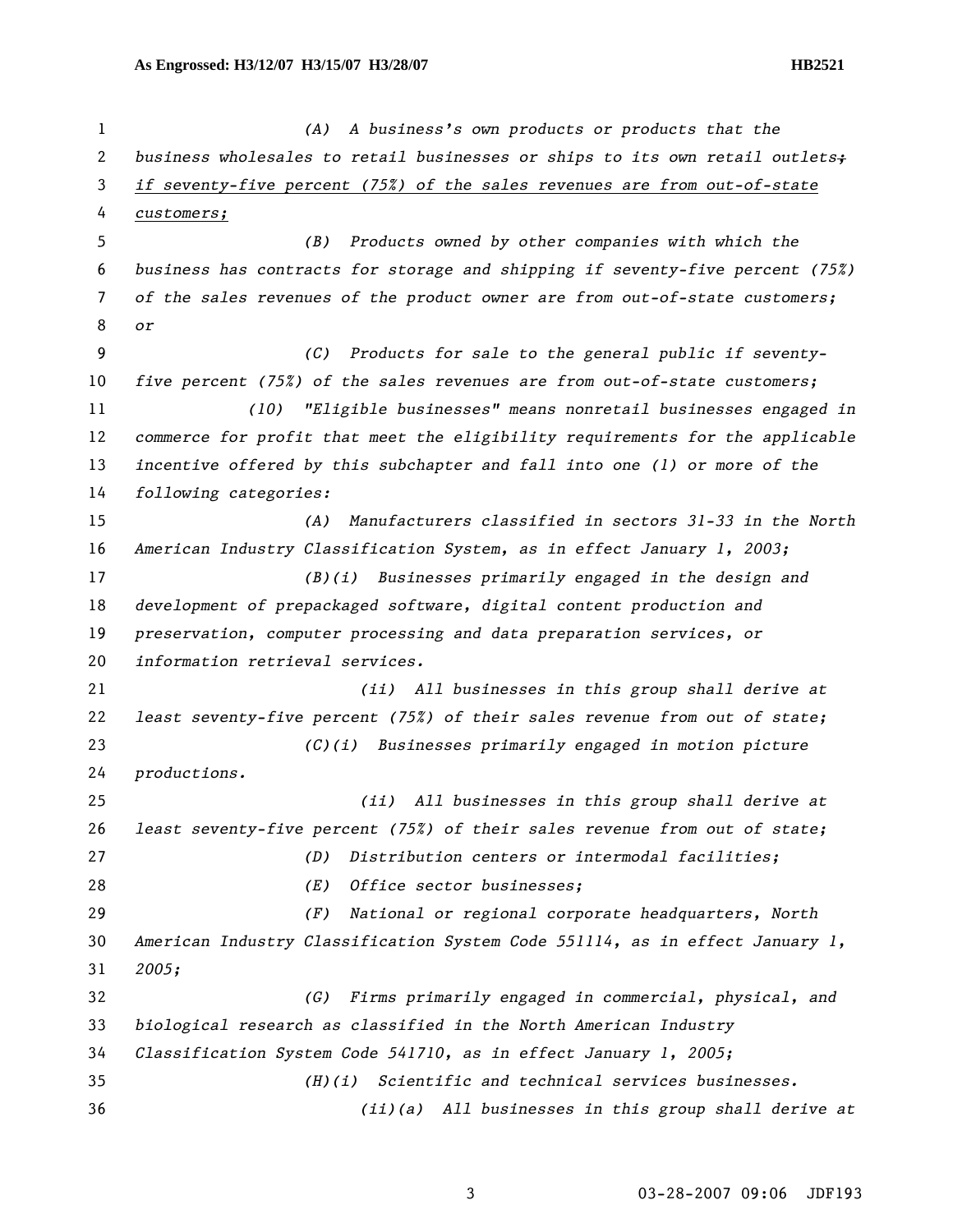*(A) A business's own products or products that the business wholesales to retail businesses or ships to its own retail outlets~~;~~* *if seventy-five percent (75%) of the sales revenues are from out-of-state customers;*

*(B) Products owned by other companies with which the business has contracts for storage and shipping if seventy-five percent (75%) of the sales revenues of the product owner are from out-of-state customers; or*

*(C) Products for sale to the general public if seventy-five percent (75%) of the sales revenues are from out-of-state customers;*

*(10) "Eligible businesses" means nonretail businesses engaged in commerce for profit that meet the eligibility requirements for the applicable incentive offered by this subchapter and fall into one (1) or more of the following categories:*

*(A) Manufacturers classified in sectors 31-33 in the North American Industry Classification System, as in effect January 1, 2003;*

*(B)(i) Businesses primarily engaged in the design and development of prepackaged software, digital content production and preservation, computer processing and data preparation services, or information retrieval services.*

*(ii) All businesses in this group shall derive at least seventy-five percent (75%) of their sales revenue from out of state;*

*(C)(i) Businesses primarily engaged in motion picture productions.*

*(ii) All businesses in this group shall derive at least seventy-five percent (75%) of their sales revenue from out of state;*

*(D) Distribution centers or intermodal facilities;*

*(E) Office sector businesses;*

*(F) National or regional corporate headquarters, North American Industry Classification System Code 551114, as in effect January 1, 2005;*

*(G) Firms primarily engaged in commercial, physical, and biological research as classified in the North American Industry Classification System Code 541710, as in effect January 1, 2005;*

*(H)(i) Scientific and technical services businesses.*

*(ii)(a) All businesses in this group shall derive at*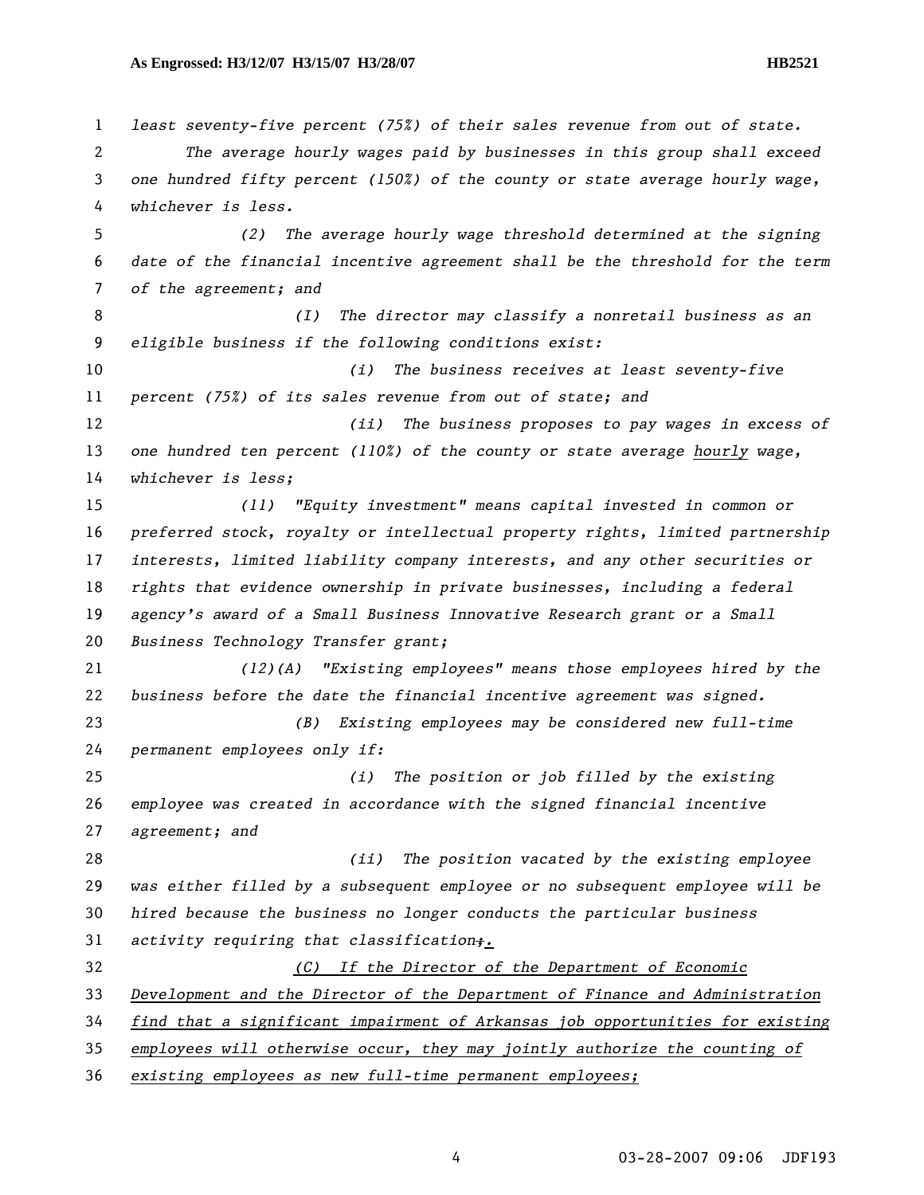*least seventy-five percent (75%) of their sales revenue from out of state.*

*The average hourly wages paid by businesses in this group shall exceed one hundred fifty percent (150%) of the county or state average hourly wage, whichever is less.*

*(2) The average hourly wage threshold determined at the signing date of the financial incentive agreement shall be the threshold for the term of the agreement; and*

*(I) The director may classify a nonretail business as an eligible business if the following conditions exist:*

*(i) The business receives at least seventy-five percent (75%) of its sales revenue from out of state; and*

*(ii) The business proposes to pay wages in excess of one hundred ten percent (110%) of the county or state average <u>hourly</u> wage, whichever is less;*

*(11) "Equity investment" means capital invested in common or preferred stock, royalty or intellectual property rights, limited partnership interests, limited liability company interests, and any other securities or rights that evidence ownership in private businesses, including a federal agency's award of a Small Business Innovative Research grant or a Small Business Technology Transfer grant;*

*(12)(A) "Existing employees" means those employees hired by the business before the date the financial incentive agreement was signed.*

*(B) Existing employees may be considered new full-time permanent employees only if:*

*(i) The position or job filled by the existing employee was created in accordance with the signed financial incentive agreement; and*

*(ii) The position vacated by the existing employee was either filled by a subsequent employee or no subsequent employee will be hired because the business no longer conducts the particular business activity requiring that classification~~;~~<u>.</u>*

*<u>(C) If the Director of the Department of Economic Development and the Director of the Department of Finance and Administration find that a significant impairment of Arkansas job opportunities for existing employees will otherwise occur, they may jointly authorize the counting of existing employees as new full-time permanent employees;</u>*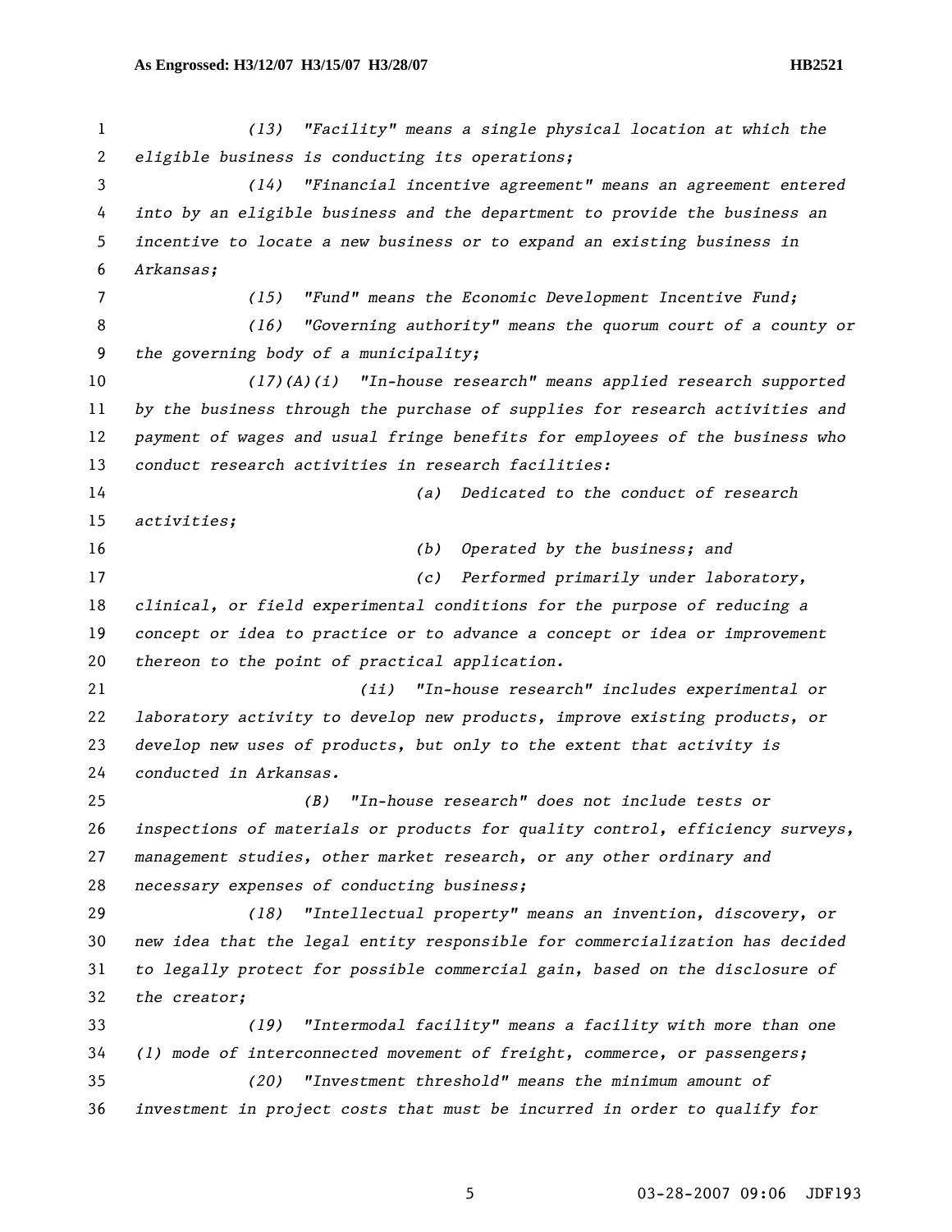*(13) "Facility" means a single physical location at which the eligible business is conducting its operations;*

*(14) "Financial incentive agreement" means an agreement entered into by an eligible business and the department to provide the business an incentive to locate a new business or to expand an existing business in Arkansas;*

*(15) "Fund" means the Economic Development Incentive Fund;*

*(16) "Governing authority" means the quorum court of a county or the governing body of a municipality;*

*(17)(A)(i) "In-house research" means applied research supported by the business through the purchase of supplies for research activities and payment of wages and usual fringe benefits for employees of the business who conduct research activities in research facilities:*

*(a) Dedicated to the conduct of research activities;*

*(b) Operated by the business; and*

*(c) Performed primarily under laboratory, clinical, or field experimental conditions for the purpose of reducing a concept or idea to practice or to advance a concept or idea or improvement thereon to the point of practical application.*

*(ii) "In-house research" includes experimental or laboratory activity to develop new products, improve existing products, or develop new uses of products, but only to the extent that activity is conducted in Arkansas.*

*(B) "In-house research" does not include tests or inspections of materials or products for quality control, efficiency surveys, management studies, other market research, or any other ordinary and necessary expenses of conducting business;*

*(18) "Intellectual property" means an invention, discovery, or new idea that the legal entity responsible for commercialization has decided to legally protect for possible commercial gain, based on the disclosure of the creator;*

*(19) "Intermodal facility" means a facility with more than one (1) mode of interconnected movement of freight, commerce, or passengers;*

*(20) "Investment threshold" means the minimum amount of investment in project costs that must be incurred in order to qualify for*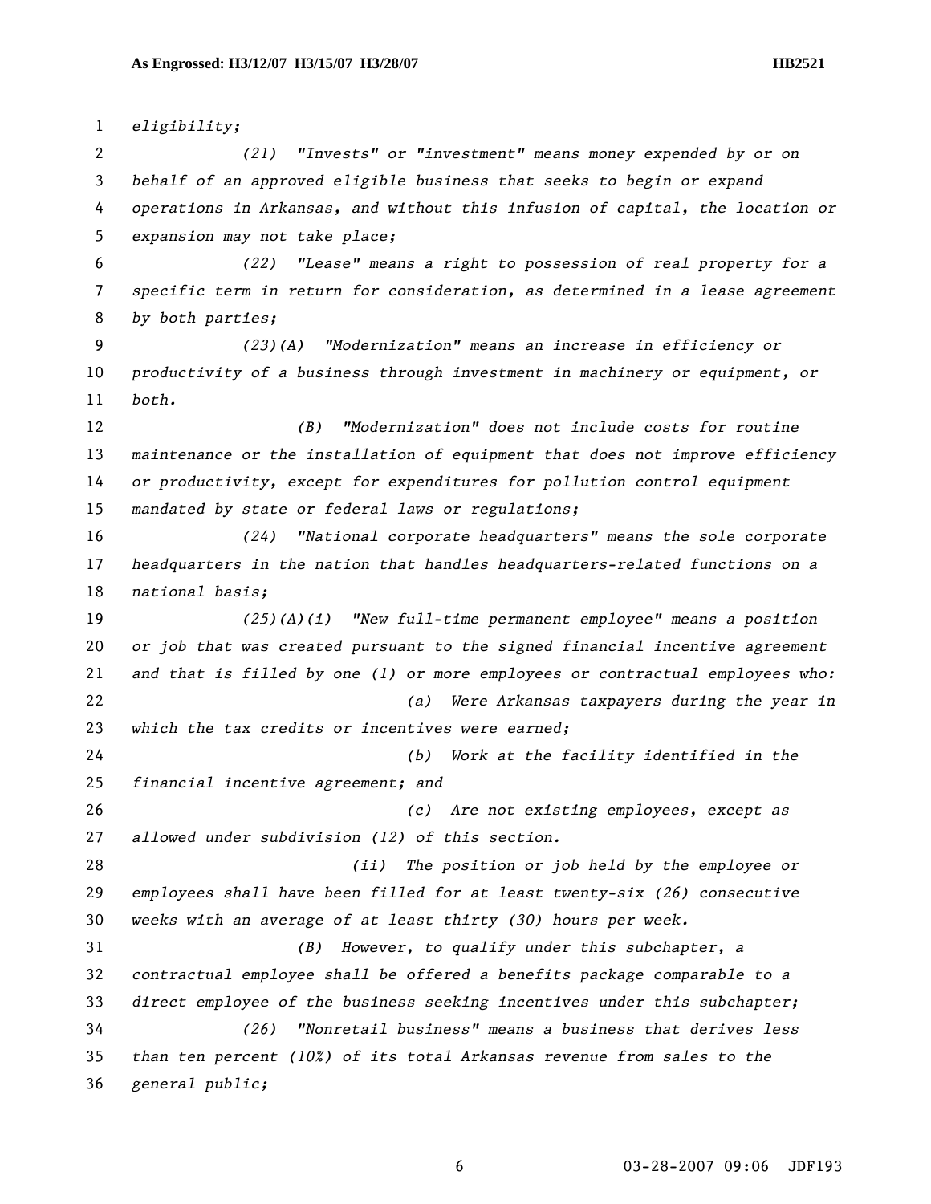*eligibility;*

*(21) "Invests" or "investment" means money expended by or on behalf of an approved eligible business that seeks to begin or expand operations in Arkansas, and without this infusion of capital, the location or expansion may not take place;*

*(22) "Lease" means a right to possession of real property for a specific term in return for consideration, as determined in a lease agreement by both parties;*

*(23)(A) "Modernization" means an increase in efficiency or productivity of a business through investment in machinery or equipment, or both.*

*(B) "Modernization" does not include costs for routine maintenance or the installation of equipment that does not improve efficiency or productivity, except for expenditures for pollution control equipment mandated by state or federal laws or regulations;*

*(24) "National corporate headquarters" means the sole corporate headquarters in the nation that handles headquarters-related functions on a national basis;*

*(25)(A)(i) "New full-time permanent employee" means a position or job that was created pursuant to the signed financial incentive agreement and that is filled by one (1) or more employees or contractual employees who:*

*(a) Were Arkansas taxpayers during the year in which the tax credits or incentives were earned;*

*(b) Work at the facility identified in the financial incentive agreement; and*

*(c) Are not existing employees, except as allowed under subdivision (12) of this section.*

*(ii) The position or job held by the employee or employees shall have been filled for at least twenty-six (26) consecutive weeks with an average of at least thirty (30) hours per week.*

*(B) However, to qualify under this subchapter, a contractual employee shall be offered a benefits package comparable to a direct employee of the business seeking incentives under this subchapter;*

*(26) "Nonretail business" means a business that derives less than ten percent (10%) of its total Arkansas revenue from sales to the general public;*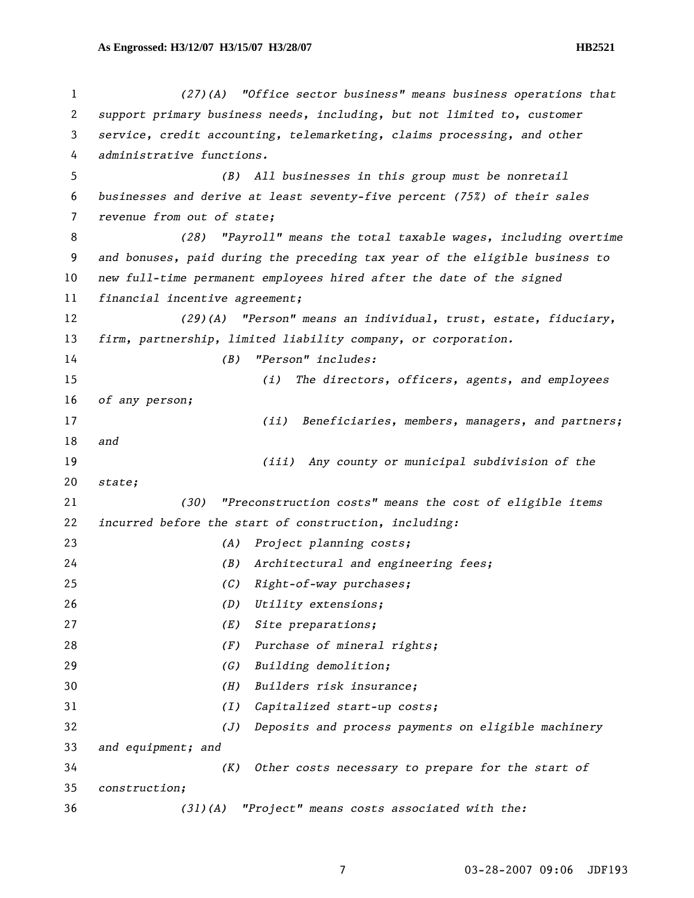*(27)(A) "Office sector business" means business operations that support primary business needs, including, but not limited to, customer service, credit accounting, telemarketing, claims processing, and other administrative functions.*

*(B) All businesses in this group must be nonretail businesses and derive at least seventy-five percent (75%) of their sales revenue from out of state;*

*(28) "Payroll" means the total taxable wages, including overtime and bonuses, paid during the preceding tax year of the eligible business to new full-time permanent employees hired after the date of the signed financial incentive agreement;*

*(29)(A) "Person" means an individual, trust, estate, fiduciary, firm, partnership, limited liability company, or corporation.*

*(B) "Person" includes:*

*(i) The directors, officers, agents, and employees of any person;*

*(ii) Beneficiaries, members, managers, and partners; and*

*(iii) Any county or municipal subdivision of the state;*

*(30) "Preconstruction costs" means the cost of eligible items incurred before the start of construction, including:*

*(A) Project planning costs;*

*(B) Architectural and engineering fees;*

*(C) Right-of-way purchases;*

*(D) Utility extensions;*

*(E) Site preparations;*

*(F) Purchase of mineral rights;*

*(G) Building demolition;*

*(H) Builders risk insurance;*

*(I) Capitalized start-up costs;*

*(J) Deposits and process payments on eligible machinery and equipment; and*

*(K) Other costs necessary to prepare for the start of construction;*

*(31)(A) "Project" means costs associated with the:*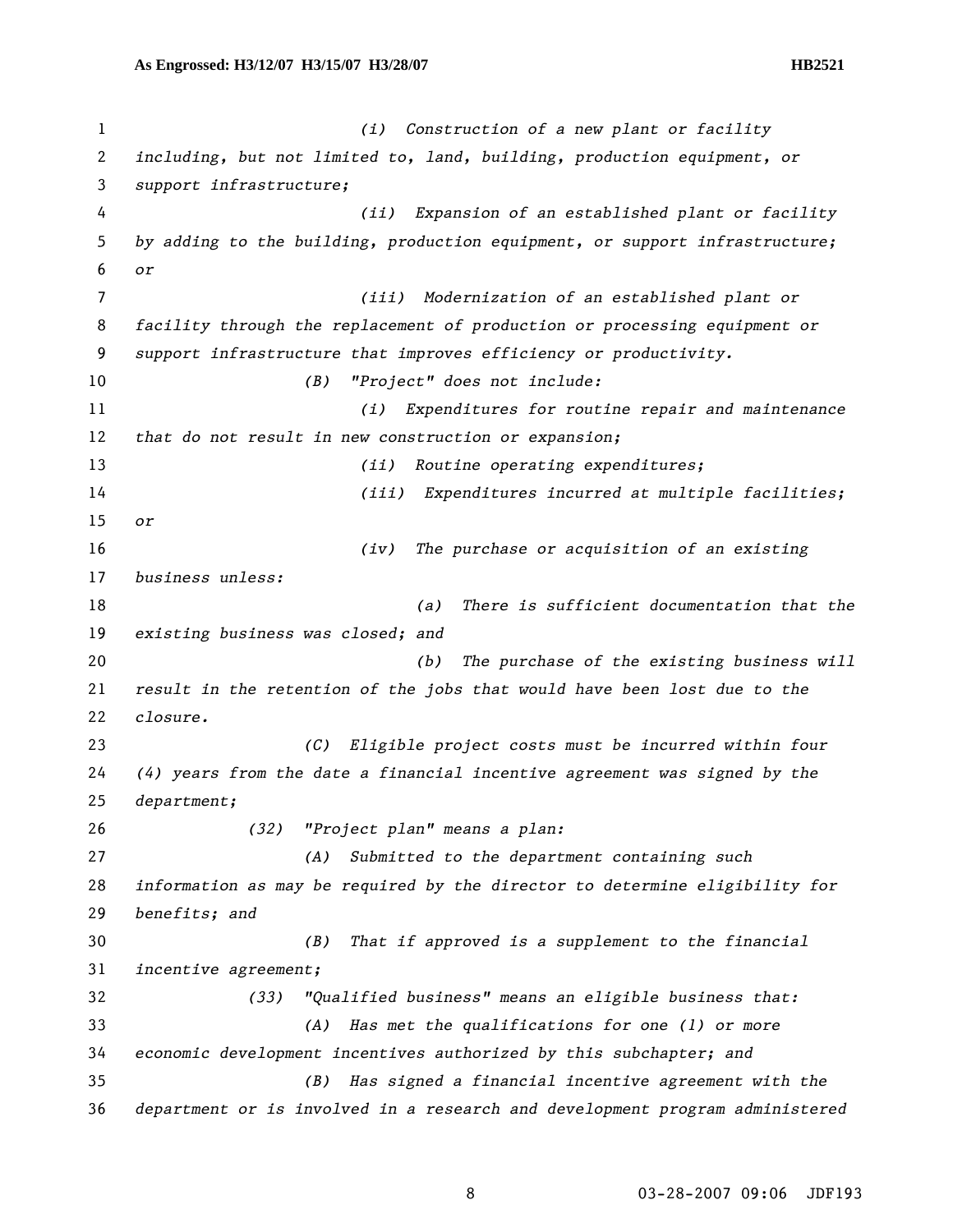*(i) Construction of a new plant or facility including, but not limited to, land, building, production equipment, or support infrastructure;*

*(ii) Expansion of an established plant or facility by adding to the building, production equipment, or support infrastructure; or*

*(iii) Modernization of an established plant or facility through the replacement of production or processing equipment or support infrastructure that improves efficiency or productivity.*

*(B) "Project" does not include:*

*(i) Expenditures for routine repair and maintenance that do not result in new construction or expansion;*

*(ii) Routine operating expenditures;*

*(iii) Expenditures incurred at multiple facilities; or*

*(iv) The purchase or acquisition of an existing business unless:*

*(a) There is sufficient documentation that the existing business was closed; and*

*(b) The purchase of the existing business will result in the retention of the jobs that would have been lost due to the closure.*

*(C) Eligible project costs must be incurred within four (4) years from the date a financial incentive agreement was signed by the department;*

*(32) "Project plan" means a plan:*

*(A) Submitted to the department containing such information as may be required by the director to determine eligibility for benefits; and*

*(B) That if approved is a supplement to the financial incentive agreement;*

*(33) "Qualified business" means an eligible business that:*

*(A) Has met the qualifications for one (1) or more economic development incentives authorized by this subchapter; and*

*(B) Has signed a financial incentive agreement with the department or is involved in a research and development program administered*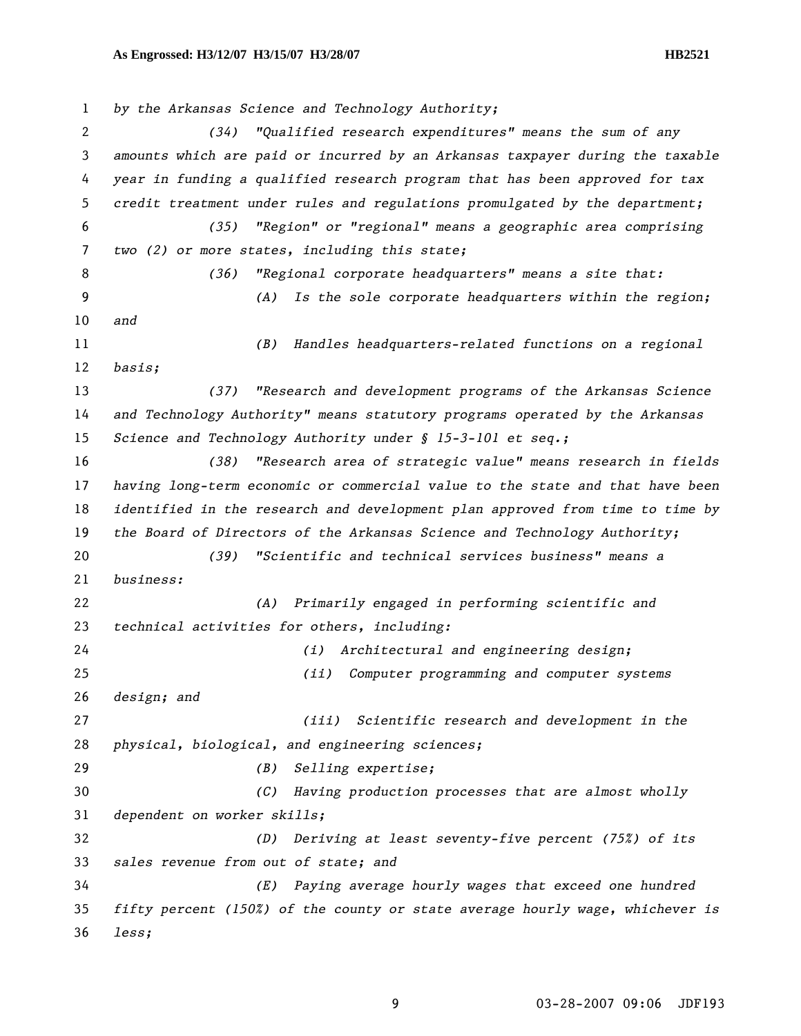*by the Arkansas Science and Technology Authority;*

*(34) "Qualified research expenditures" means the sum of any amounts which are paid or incurred by an Arkansas taxpayer during the taxable year in funding a qualified research program that has been approved for tax credit treatment under rules and regulations promulgated by the department;*

*(35) "Region" or "regional" means a geographic area comprising two (2) or more states, including this state;*

*(36) "Regional corporate headquarters" means a site that:*

*(A) Is the sole corporate headquarters within the region; and*

*(B) Handles headquarters-related functions on a regional basis;*

*(37) "Research and development programs of the Arkansas Science and Technology Authority" means statutory programs operated by the Arkansas Science and Technology Authority under § 15-3-101 et seq.;*

*(38) "Research area of strategic value" means research in fields having long-term economic or commercial value to the state and that have been identified in the research and development plan approved from time to time by the Board of Directors of the Arkansas Science and Technology Authority;*

*(39) "Scientific and technical services business" means a business:*

*(A) Primarily engaged in performing scientific and technical activities for others, including:*

*(i) Architectural and engineering design;*

*(ii) Computer programming and computer systems design; and*

*(iii) Scientific research and development in the physical, biological, and engineering sciences;*

*(B) Selling expertise;*

*(C) Having production processes that are almost wholly dependent on worker skills;*

*(D) Deriving at least seventy-five percent (75%) of its sales revenue from out of state; and*

*(E) Paying average hourly wages that exceed one hundred fifty percent (150%) of the county or state average hourly wage, whichever is less;*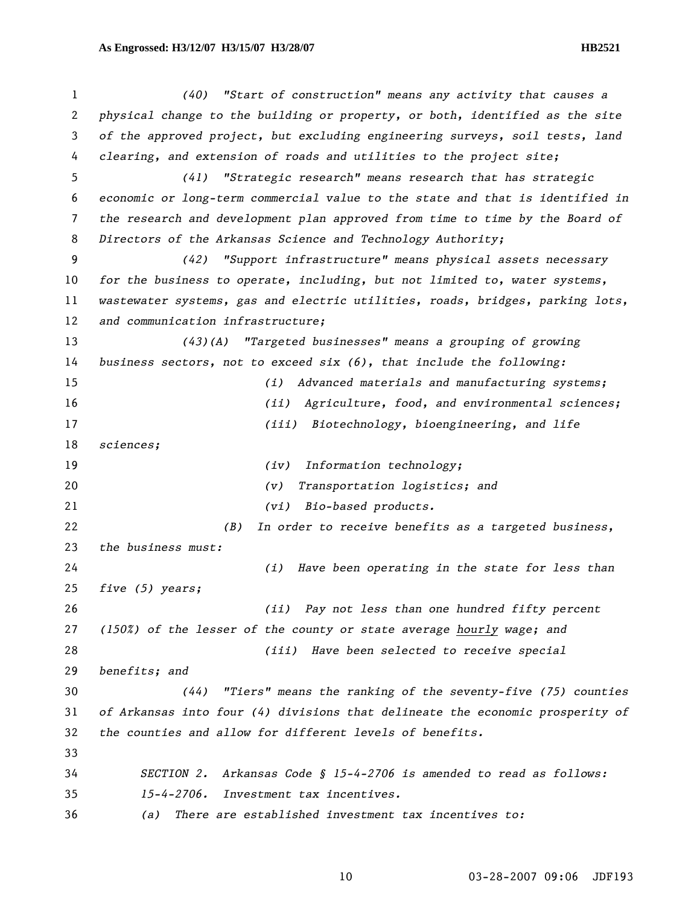*(40) "Start of construction" means any activity that causes a physical change to the building or property, or both, identified as the site of the approved project, but excluding engineering surveys, soil tests, land clearing, and extension of roads and utilities to the project site;*

*(41) "Strategic research" means research that has strategic economic or long-term commercial value to the state and that is identified in the research and development plan approved from time to time by the Board of Directors of the Arkansas Science and Technology Authority;*

*(42) "Support infrastructure" means physical assets necessary for the business to operate, including, but not limited to, water systems, wastewater systems, gas and electric utilities, roads, bridges, parking lots, and communication infrastructure;*

*(43)(A) "Targeted businesses" means a grouping of growing business sectors, not to exceed six (6), that include the following:*

*(i) Advanced materials and manufacturing systems;*

*(ii) Agriculture, food, and environmental sciences;*

*(iii) Biotechnology, bioengineering, and life sciences;*

*(iv) Information technology;*

*(v) Transportation logistics; and*

*(vi) Bio-based products.*

*(B) In order to receive benefits as a targeted business, the business must:*

*(i) Have been operating in the state for less than five (5) years;*

*(ii) Pay not less than one hundred fifty percent (150%) of the lesser of the county or state average <u>hourly</u> wage; and*

*(iii) Have been selected to receive special benefits; and*

*(44) "Tiers" means the ranking of the seventy-five (75) counties of Arkansas into four (4) divisions that delineate the economic prosperity of the counties and allow for different levels of benefits.*

*SECTION 2. Arkansas Code § 15-4-2706 is amended to read as follows:*

*15-4-2706. Investment tax incentives.*

*(a) There are established investment tax incentives to:*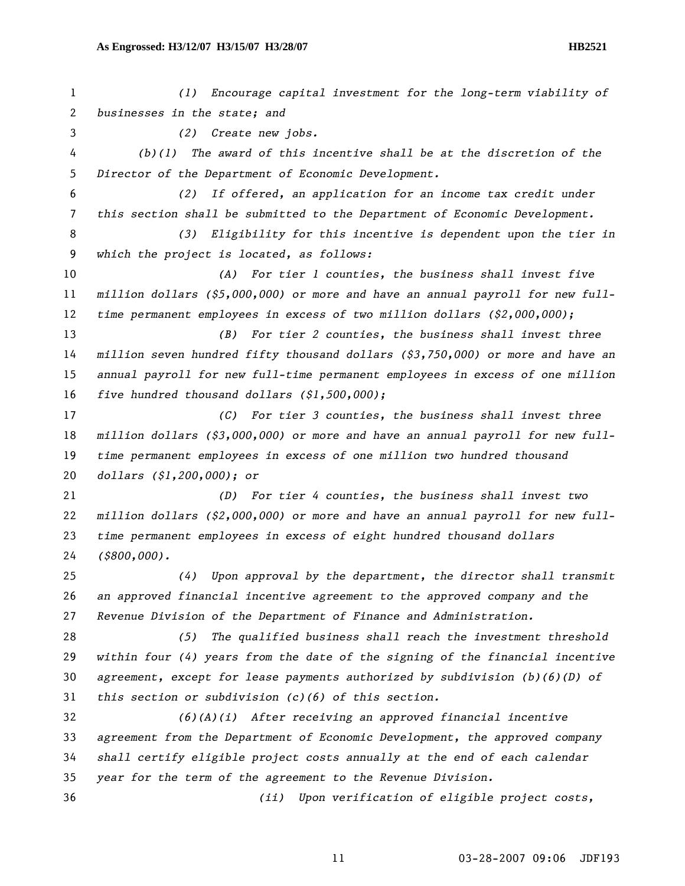*(1) Encourage capital investment for the long-term viability of businesses in the state; and*

*(2) Create new jobs.*

*(b)(1) The award of this incentive shall be at the discretion of the Director of the Department of Economic Development.*

*(2) If offered, an application for an income tax credit under this section shall be submitted to the Department of Economic Development.*

*(3) Eligibility for this incentive is dependent upon the tier in which the project is located, as follows:*

*(A) For tier 1 counties, the business shall invest five million dollars ($5,000,000) or more and have an annual payroll for new full-time permanent employees in excess of two million dollars ($2,000,000);*

*(B) For tier 2 counties, the business shall invest three million seven hundred fifty thousand dollars ($3,750,000) or more and have an annual payroll for new full-time permanent employees in excess of one million five hundred thousand dollars ($1,500,000);*

*(C) For tier 3 counties, the business shall invest three million dollars ($3,000,000) or more and have an annual payroll for new full-time permanent employees in excess of one million two hundred thousand dollars ($1,200,000); or*

*(D) For tier 4 counties, the business shall invest two million dollars ($2,000,000) or more and have an annual payroll for new full-time permanent employees in excess of eight hundred thousand dollars ($800,000).*

*(4) Upon approval by the department, the director shall transmit an approved financial incentive agreement to the approved company and the Revenue Division of the Department of Finance and Administration.*

*(5) The qualified business shall reach the investment threshold within four (4) years from the date of the signing of the financial incentive agreement, except for lease payments authorized by subdivision (b)(6)(D) of this section or subdivision (c)(6) of this section.*

*(6)(A)(i) After receiving an approved financial incentive agreement from the Department of Economic Development, the approved company shall certify eligible project costs annually at the end of each calendar year for the term of the agreement to the Revenue Division.*

*(ii) Upon verification of eligible project costs,*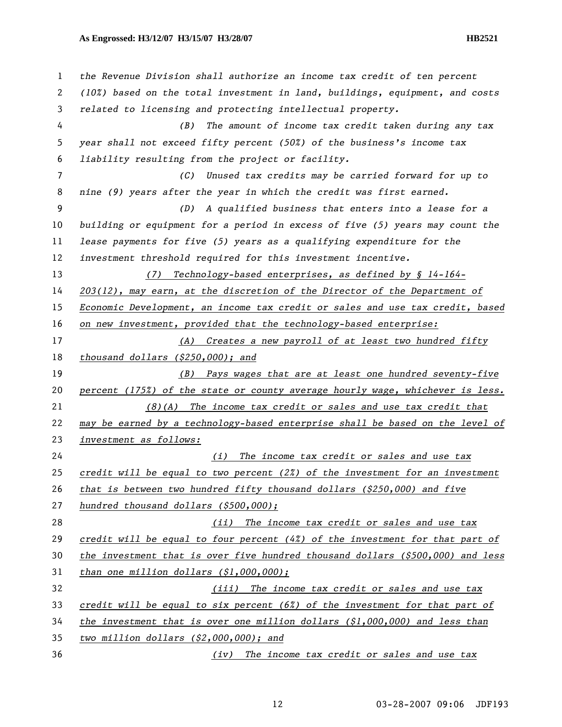*the Revenue Division shall authorize an income tax credit of ten percent (10%) based on the total investment in land, buildings, equipment, and costs related to licensing and protecting intellectual property.*

*(B) The amount of income tax credit taken during any tax year shall not exceed fifty percent (50%) of the business's income tax liability resulting from the project or facility.*

*(C) Unused tax credits may be carried forward for up to nine (9) years after the year in which the credit was first earned.*

*(D) A qualified business that enters into a lease for a building or equipment for a period in excess of five (5) years may count the lease payments for five (5) years as a qualifying expenditure for the investment threshold required for this investment incentive.*

*(7) Technology-based enterprises, as defined by § 14-164-203(12), may earn, at the discretion of the Director of the Department of Economic Development, an income tax credit or sales and use tax credit, based on new investment, provided that the technology-based enterprise:*

*(A) Creates a new payroll of at least two hundred fifty thousand dollars ($250,000); and*

*(B) Pays wages that are at least one hundred seventy-five percent (175%) of the state or county average hourly wage, whichever is less.*

*(8)(A) The income tax credit or sales and use tax credit that may be earned by a technology-based enterprise shall be based on the level of investment as follows:*

*(i) The income tax credit or sales and use tax credit will be equal to two percent (2%) of the investment for an investment that is between two hundred fifty thousand dollars ($250,000) and five hundred thousand dollars ($500,000);*

*(ii) The income tax credit or sales and use tax credit will be equal to four percent (4%) of the investment for that part of the investment that is over five hundred thousand dollars ($500,000) and less than one million dollars ($1,000,000);*

*(iii) The income tax credit or sales and use tax credit will be equal to six percent (6%) of the investment for that part of the investment that is over one million dollars ($1,000,000) and less than two million dollars ($2,000,000); and*

*(iv) The income tax credit or sales and use tax*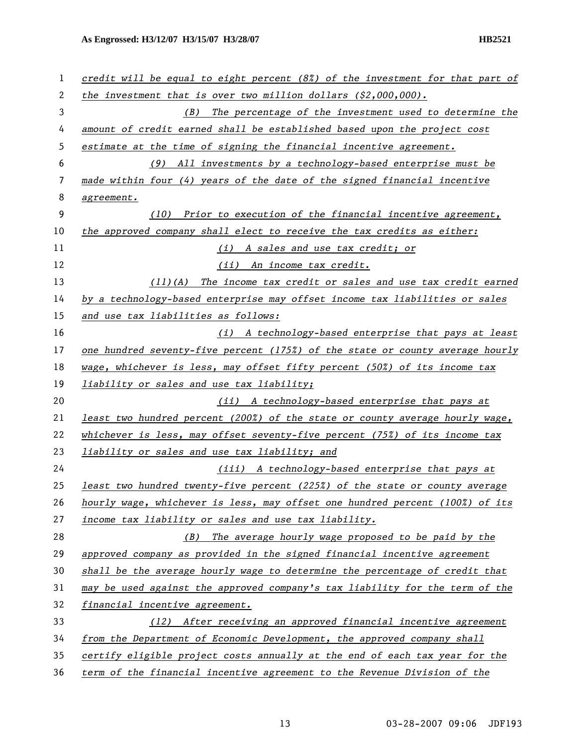*credit will be equal to eight percent (8%) of the investment for that part of the investment that is over two million dollars ($2,000,000).*

*(B) The percentage of the investment used to determine the amount of credit earned shall be established based upon the project cost estimate at the time of signing the financial incentive agreement.*

*(9) All investments by a technology-based enterprise must be made within four (4) years of the date of the signed financial incentive agreement.*

*(10) Prior to execution of the financial incentive agreement, the approved company shall elect to receive the tax credits as either:*

*(i) A sales and use tax credit; or*

*(ii) An income tax credit.*

*(11)(A) The income tax credit or sales and use tax credit earned by a technology-based enterprise may offset income tax liabilities or sales and use tax liabilities as follows:*

*(i) A technology-based enterprise that pays at least one hundred seventy-five percent (175%) of the state or county average hourly wage, whichever is less, may offset fifty percent (50%) of its income tax liability or sales and use tax liability;*

*(ii) A technology-based enterprise that pays at least two hundred percent (200%) of the state or county average hourly wage, whichever is less, may offset seventy-five percent (75%) of its income tax liability or sales and use tax liability; and*

*(iii) A technology-based enterprise that pays at least two hundred twenty-five percent (225%) of the state or county average hourly wage, whichever is less, may offset one hundred percent (100%) of its income tax liability or sales and use tax liability.*

*(B) The average hourly wage proposed to be paid by the approved company as provided in the signed financial incentive agreement shall be the average hourly wage to determine the percentage of credit that may be used against the approved company's tax liability for the term of the financial incentive agreement.*

*(12) After receiving an approved financial incentive agreement from the Department of Economic Development, the approved company shall certify eligible project costs annually at the end of each tax year for the term of the financial incentive agreement to the Revenue Division of the*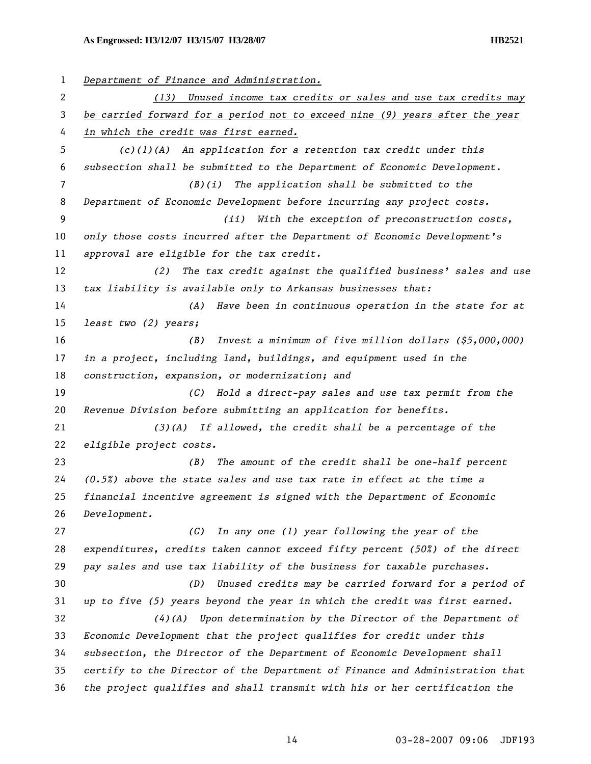Department of Finance and Administration.

(13) Unused income tax credits or sales and use tax credits may be carried forward for a period not to exceed nine (9) years after the year in which the credit was first earned.

*(c)(1)(A) An application for a retention tax credit under this subsection shall be submitted to the Department of Economic Development.*

*(B)(i) The application shall be submitted to the Department of Economic Development before incurring any project costs.*

*(ii) With the exception of preconstruction costs, only those costs incurred after the Department of Economic Development's approval are eligible for the tax credit.*

*(2) The tax credit against the qualified business' sales and use tax liability is available only to Arkansas businesses that:*

*(A) Have been in continuous operation in the state for at least two (2) years;*

*(B) Invest a minimum of five million dollars ($5,000,000) in a project, including land, buildings, and equipment used in the construction, expansion, or modernization; and*

*(C) Hold a direct-pay sales and use tax permit from the Revenue Division before submitting an application for benefits.*

*(3)(A) If allowed, the credit shall be a percentage of the eligible project costs.*

*(B) The amount of the credit shall be one-half percent (0.5%) above the state sales and use tax rate in effect at the time a financial incentive agreement is signed with the Department of Economic Development.*

*(C) In any one (1) year following the year of the expenditures, credits taken cannot exceed fifty percent (50%) of the direct pay sales and use tax liability of the business for taxable purchases.*

*(D) Unused credits may be carried forward for a period of up to five (5) years beyond the year in which the credit was first earned.*

*(4)(A) Upon determination by the Director of the Department of Economic Development that the project qualifies for credit under this subsection, the Director of the Department of Economic Development shall certify to the Director of the Department of Finance and Administration that the project qualifies and shall transmit with his or her certification the*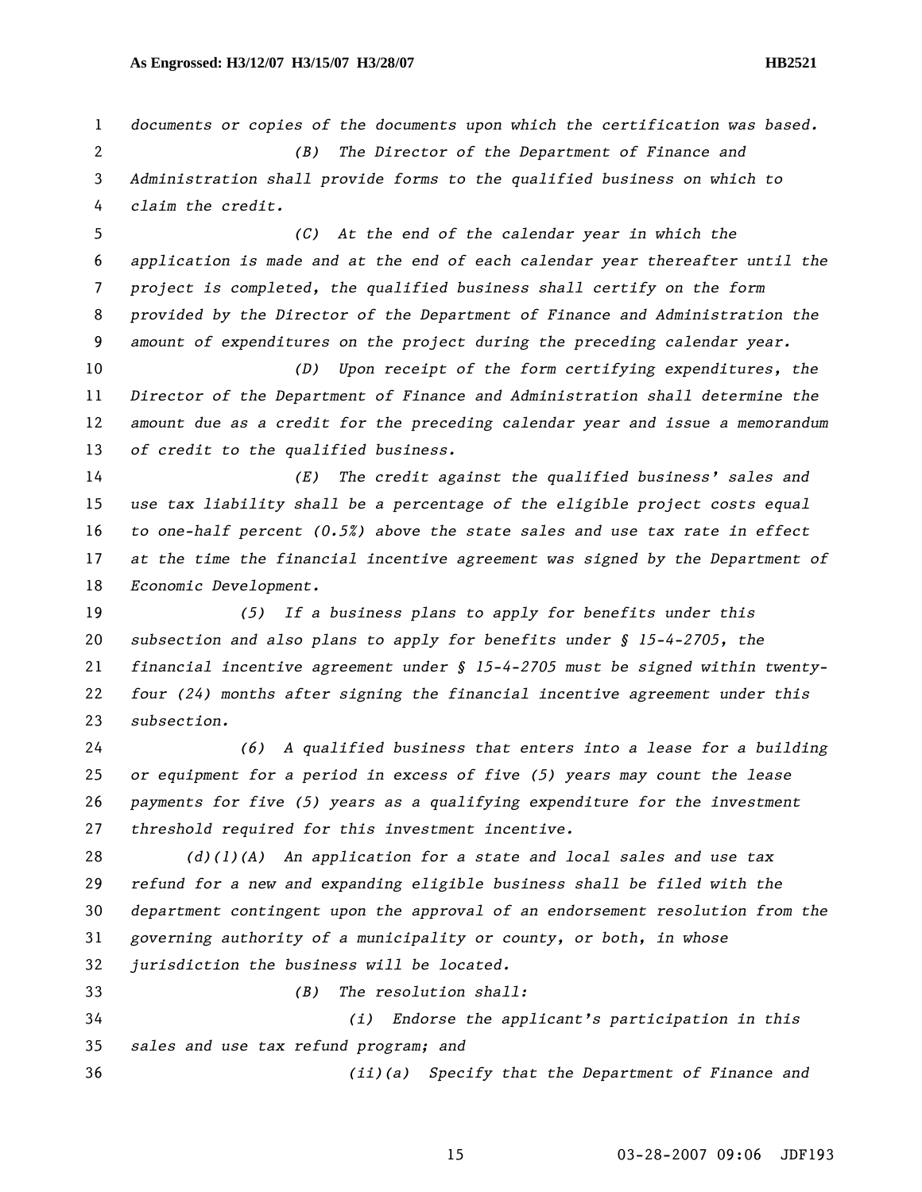*documents or copies of the documents upon which the certification was based.*

*(B) The Director of the Department of Finance and Administration shall provide forms to the qualified business on which to claim the credit.*

*(C) At the end of the calendar year in which the application is made and at the end of each calendar year thereafter until the project is completed, the qualified business shall certify on the form provided by the Director of the Department of Finance and Administration the amount of expenditures on the project during the preceding calendar year.*

*(D) Upon receipt of the form certifying expenditures, the Director of the Department of Finance and Administration shall determine the amount due as a credit for the preceding calendar year and issue a memorandum of credit to the qualified business.*

*(E) The credit against the qualified business' sales and use tax liability shall be a percentage of the eligible project costs equal to one-half percent (0.5%) above the state sales and use tax rate in effect at the time the financial incentive agreement was signed by the Department of Economic Development.*

*(5) If a business plans to apply for benefits under this subsection and also plans to apply for benefits under § 15-4-2705, the financial incentive agreement under § 15-4-2705 must be signed within twenty-four (24) months after signing the financial incentive agreement under this subsection.*

*(6) A qualified business that enters into a lease for a building or equipment for a period in excess of five (5) years may count the lease payments for five (5) years as a qualifying expenditure for the investment threshold required for this investment incentive.*

*(d)(1)(A) An application for a state and local sales and use tax refund for a new and expanding eligible business shall be filed with the department contingent upon the approval of an endorsement resolution from the governing authority of a municipality or county, or both, in whose jurisdiction the business will be located.*

*(B) The resolution shall:*

*(i) Endorse the applicant's participation in this sales and use tax refund program; and*

*(ii)(a) Specify that the Department of Finance and*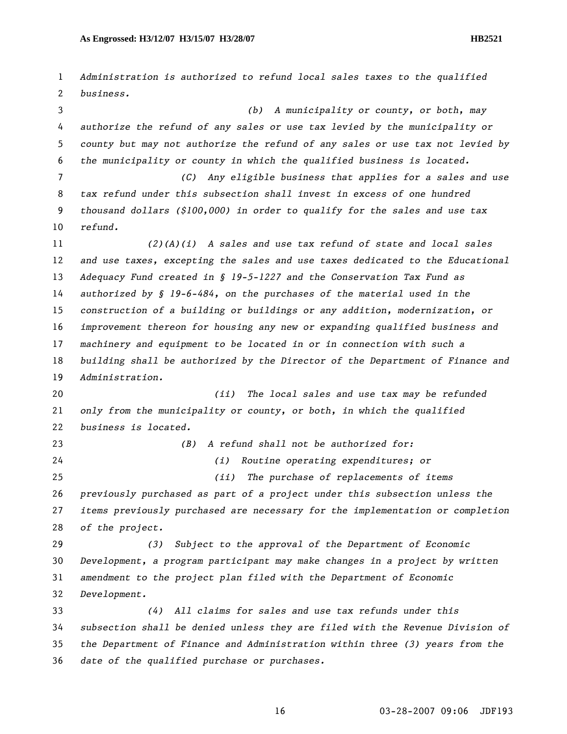*Administration is authorized to refund local sales taxes to the qualified business.*

*(b) A municipality or county, or both, may authorize the refund of any sales or use tax levied by the municipality or county but may not authorize the refund of any sales or use tax not levied by the municipality or county in which the qualified business is located.*

*(C) Any eligible business that applies for a sales and use tax refund under this subsection shall invest in excess of one hundred thousand dollars ($100,000) in order to qualify for the sales and use tax refund.*

*(2)(A)(i) A sales and use tax refund of state and local sales and use taxes, excepting the sales and use taxes dedicated to the Educational Adequacy Fund created in § 19-5-1227 and the Conservation Tax Fund as authorized by § 19-6-484, on the purchases of the material used in the construction of a building or buildings or any addition, modernization, or improvement thereon for housing any new or expanding qualified business and machinery and equipment to be located in or in connection with such a building shall be authorized by the Director of the Department of Finance and Administration.*

*(ii) The local sales and use tax may be refunded only from the municipality or county, or both, in which the qualified business is located.*

*(B) A refund shall not be authorized for:*

*(i) Routine operating expenditures; or*

*(ii) The purchase of replacements of items previously purchased as part of a project under this subsection unless the items previously purchased are necessary for the implementation or completion of the project.*

*(3) Subject to the approval of the Department of Economic Development, a program participant may make changes in a project by written amendment to the project plan filed with the Department of Economic Development.*

*(4) All claims for sales and use tax refunds under this subsection shall be denied unless they are filed with the Revenue Division of the Department of Finance and Administration within three (3) years from the date of the qualified purchase or purchases.*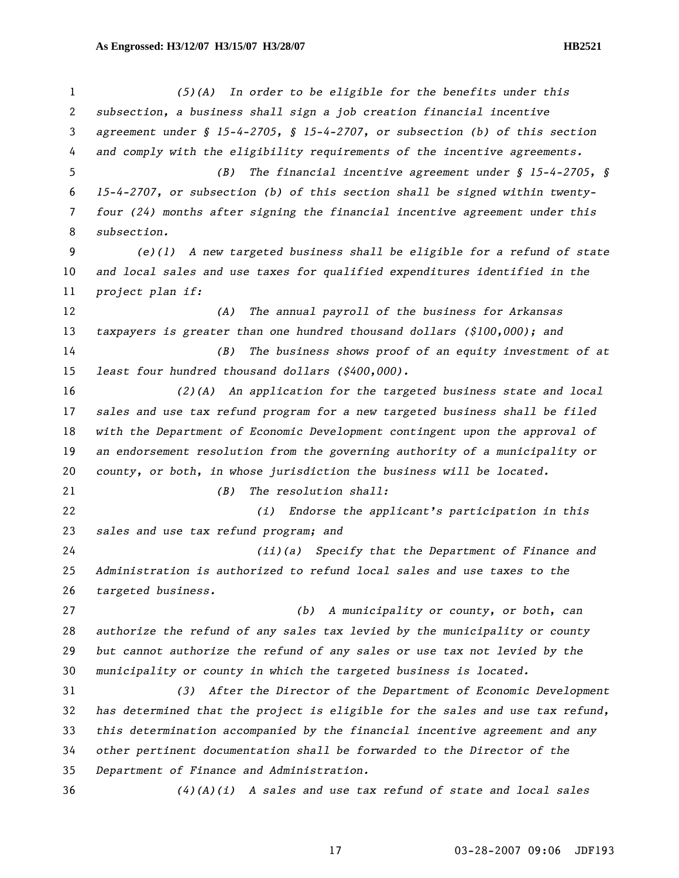*(5)(A) In order to be eligible for the benefits under this subsection, a business shall sign a job creation financial incentive agreement under § 15-4-2705, § 15-4-2707, or subsection (b) of this section and comply with the eligibility requirements of the incentive agreements.*

*(B) The financial incentive agreement under § 15-4-2705, § 15-4-2707, or subsection (b) of this section shall be signed within twenty-four (24) months after signing the financial incentive agreement under this subsection.*

*(e)(1) A new targeted business shall be eligible for a refund of state and local sales and use taxes for qualified expenditures identified in the project plan if:*

*(A) The annual payroll of the business for Arkansas taxpayers is greater than one hundred thousand dollars ($100,000); and*

*(B) The business shows proof of an equity investment of at least four hundred thousand dollars ($400,000).*

*(2)(A) An application for the targeted business state and local sales and use tax refund program for a new targeted business shall be filed with the Department of Economic Development contingent upon the approval of an endorsement resolution from the governing authority of a municipality or county, or both, in whose jurisdiction the business will be located.*

*(B) The resolution shall:*

*(i) Endorse the applicant's participation in this sales and use tax refund program; and*

*(ii)(a) Specify that the Department of Finance and Administration is authorized to refund local sales and use taxes to the targeted business.*

*(b) A municipality or county, or both, can authorize the refund of any sales tax levied by the municipality or county but cannot authorize the refund of any sales or use tax not levied by the municipality or county in which the targeted business is located.*

*(3) After the Director of the Department of Economic Development has determined that the project is eligible for the sales and use tax refund, this determination accompanied by the financial incentive agreement and any other pertinent documentation shall be forwarded to the Director of the Department of Finance and Administration.*

*(4)(A)(i) A sales and use tax refund of state and local sales*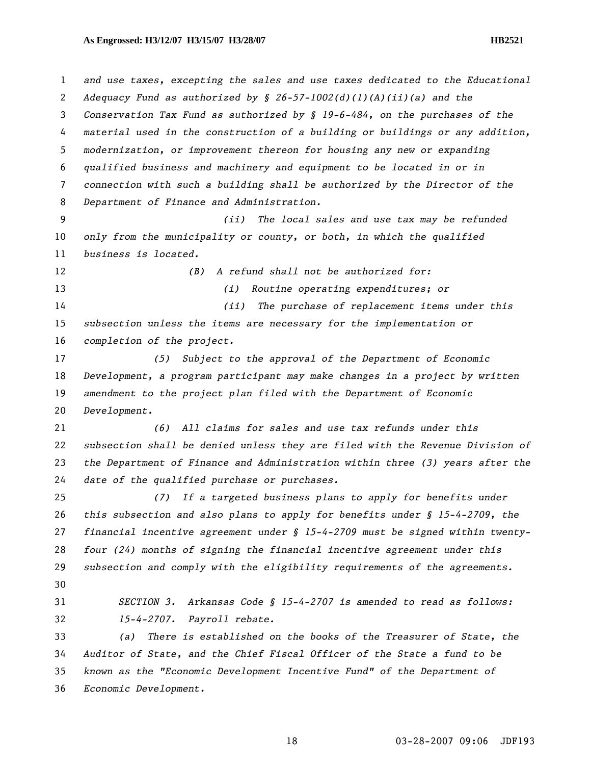*and use taxes, excepting the sales and use taxes dedicated to the Educational Adequacy Fund as authorized by § 26-57-1002(d)(1)(A)(ii)(a) and the Conservation Tax Fund as authorized by § 19-6-484, on the purchases of the material used in the construction of a building or buildings or any addition, modernization, or improvement thereon for housing any new or expanding qualified business and machinery and equipment to be located in or in connection with such a building shall be authorized by the Director of the Department of Finance and Administration.*

*(ii) The local sales and use tax may be refunded only from the municipality or county, or both, in which the qualified business is located.*

*(B) A refund shall not be authorized for:*

*(i) Routine operating expenditures; or*

*(ii) The purchase of replacement items under this subsection unless the items are necessary for the implementation or completion of the project.*

*(5) Subject to the approval of the Department of Economic Development, a program participant may make changes in a project by written amendment to the project plan filed with the Department of Economic Development.*

*(6) All claims for sales and use tax refunds under this subsection shall be denied unless they are filed with the Revenue Division of the Department of Finance and Administration within three (3) years after the date of the qualified purchase or purchases.*

*(7) If a targeted business plans to apply for benefits under this subsection and also plans to apply for benefits under § 15-4-2709, the financial incentive agreement under § 15-4-2709 must be signed within twenty-four (24) months of signing the financial incentive agreement under this subsection and comply with the eligibility requirements of the agreements.*

*SECTION 3. Arkansas Code § 15-4-2707 is amended to read as follows:*

*15-4-2707. Payroll rebate.*

*(a) There is established on the books of the Treasurer of State, the Auditor of State, and the Chief Fiscal Officer of the State a fund to be known as the "Economic Development Incentive Fund" of the Department of Economic Development.*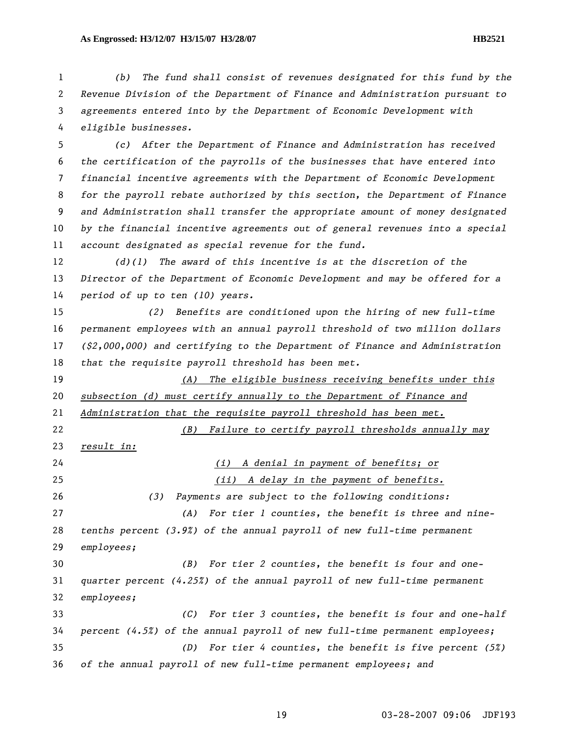*(b) The fund shall consist of revenues designated for this fund by the Revenue Division of the Department of Finance and Administration pursuant to agreements entered into by the Department of Economic Development with eligible businesses.*

*(c) After the Department of Finance and Administration has received the certification of the payrolls of the businesses that have entered into financial incentive agreements with the Department of Economic Development for the payroll rebate authorized by this section, the Department of Finance and Administration shall transfer the appropriate amount of money designated by the financial incentive agreements out of general revenues into a special account designated as special revenue for the fund.*

*(d)(1) The award of this incentive is at the discretion of the Director of the Department of Economic Development and may be offered for a period of up to ten (10) years.*

*(2) Benefits are conditioned upon the hiring of new full-time permanent employees with an annual payroll threshold of two million dollars ($2,000,000) and certifying to the Department of Finance and Administration that the requisite payroll threshold has been met.*

*(A) The eligible business receiving benefits under this subsection (d) must certify annually to the Department of Finance and Administration that the requisite payroll threshold has been met.*

*(B) Failure to certify payroll thresholds annually may result in:*

*(i) A denial in payment of benefits; or*

*(ii) A delay in the payment of benefits.*

*(3) Payments are subject to the following conditions:*

*(A) For tier 1 counties, the benefit is three and nine-tenths percent (3.9%) of the annual payroll of new full-time permanent employees;*

*(B) For tier 2 counties, the benefit is four and one-quarter percent (4.25%) of the annual payroll of new full-time permanent employees;*

*(C) For tier 3 counties, the benefit is four and one-half percent (4.5%) of the annual payroll of new full-time permanent employees;*

*(D) For tier 4 counties, the benefit is five percent (5%) of the annual payroll of new full-time permanent employees; and*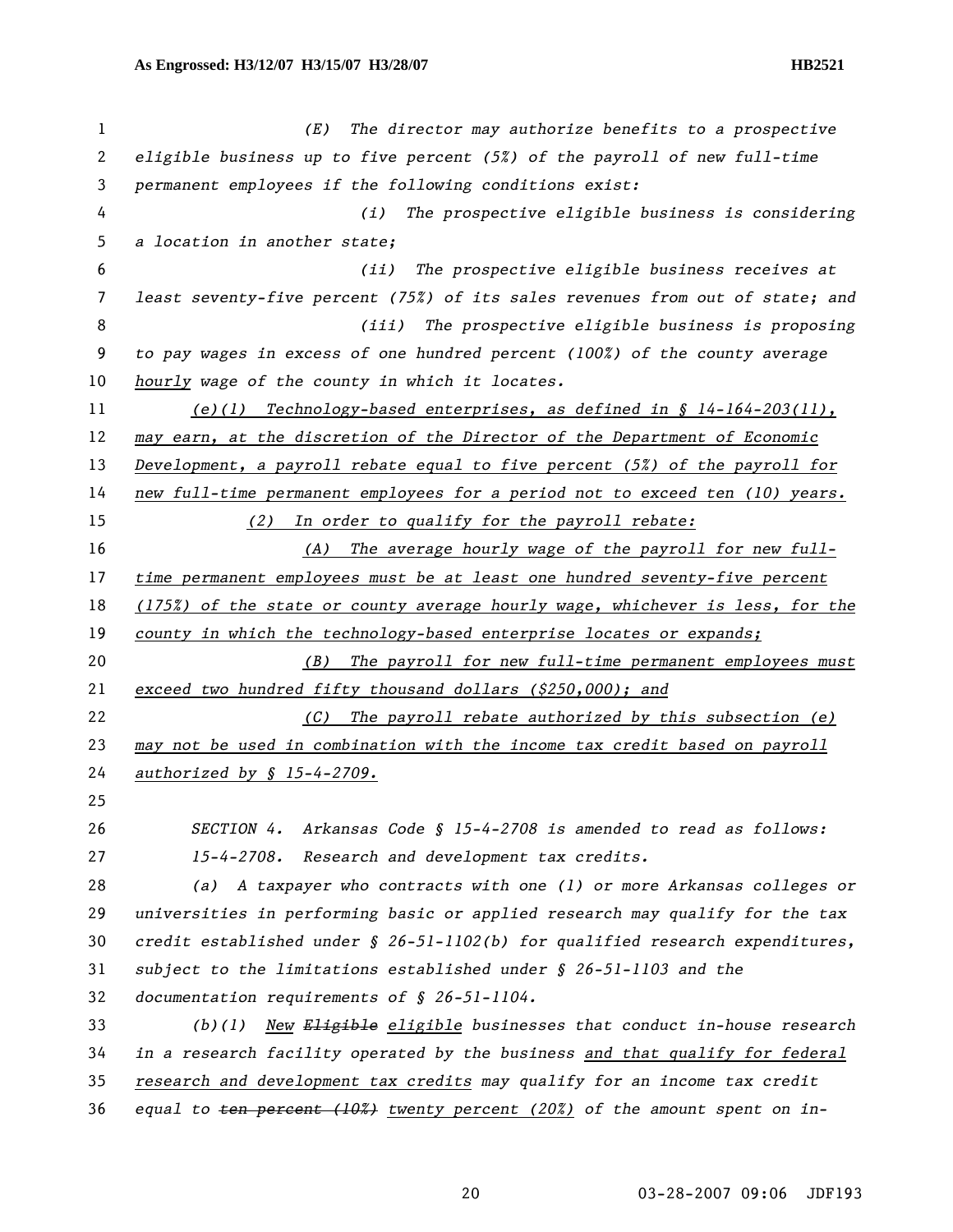(E) The director may authorize benefits to a prospective eligible business up to five percent (5%) of the payroll of new full-time permanent employees if the following conditions exist:

(i) The prospective eligible business is considering a location in another state;

(ii) The prospective eligible business receives at least seventy-five percent (75%) of its sales revenues from out of state; and

(iii) The prospective eligible business is proposing to pay wages in excess of one hundred percent (100%) of the county average hourly wage of the county in which it locates.

(e)(1) Technology-based enterprises, as defined in § 14-164-203(11), may earn, at the discretion of the Director of the Department of Economic Development, a payroll rebate equal to five percent (5%) of the payroll for new full-time permanent employees for a period not to exceed ten (10) years.

(2) In order to qualify for the payroll rebate:

(A) The average hourly wage of the payroll for new full-time permanent employees must be at least one hundred seventy-five percent (175%) of the state or county average hourly wage, whichever is less, for the county in which the technology-based enterprise locates or expands;

(B) The payroll for new full-time permanent employees must exceed two hundred fifty thousand dollars ($250,000); and

(C) The payroll rebate authorized by this subsection (e) may not be used in combination with the income tax credit based on payroll authorized by § 15-4-2709.

SECTION 4. Arkansas Code § 15-4-2708 is amended to read as follows:

15-4-2708. Research and development tax credits.

(a) A taxpayer who contracts with one (1) or more Arkansas colleges or universities in performing basic or applied research may qualify for the tax credit established under § 26-51-1102(b) for qualified research expenditures, subject to the limitations established under § 26-51-1103 and the documentation requirements of § 26-51-1104.

(b)(1) New ~~Eligible~~ eligible businesses that conduct in-house research in a research facility operated by the business and that qualify for federal research and development tax credits may qualify for an income tax credit equal to ~~ten percent (10%)~~ twenty percent (20%) of the amount spent on in-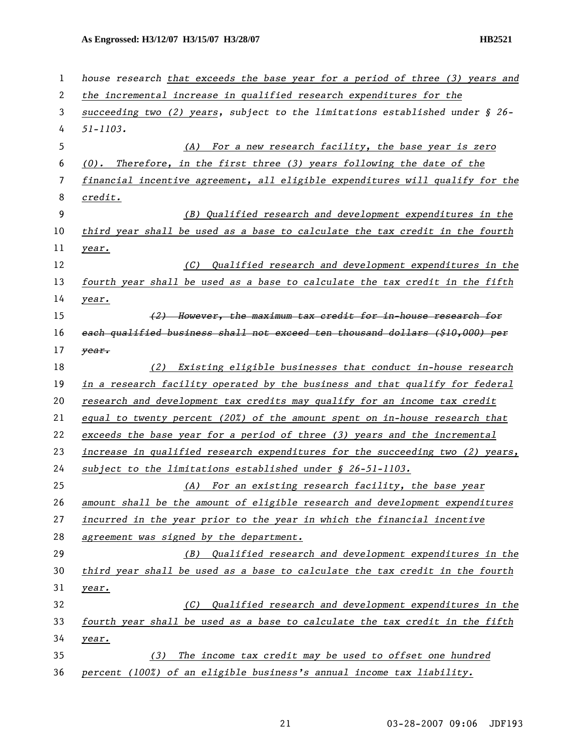house research that exceeds the base year for a period of three (3) years and the incremental increase in qualified research expenditures for the succeeding two (2) years, subject to the limitations established under § 26-51-1103.

(A) For a new research facility, the base year is zero (0). Therefore, in the first three (3) years following the date of the financial incentive agreement, all eligible expenditures will qualify for the credit.

(B) Qualified research and development expenditures in the third year shall be used as a base to calculate the tax credit in the fourth year.

(C) Qualified research and development expenditures in the fourth year shall be used as a base to calculate the tax credit in the fifth year.

~~(2) However, the maximum tax credit for in-house research for each qualified business shall not exceed ten thousand dollars ($10,000) per year.~~

(2) Existing eligible businesses that conduct in-house research in a research facility operated by the business and that qualify for federal research and development tax credits may qualify for an income tax credit equal to twenty percent (20%) of the amount spent on in-house research that exceeds the base year for a period of three (3) years and the incremental increase in qualified research expenditures for the succeeding two (2) years, subject to the limitations established under § 26-51-1103.

(A) For an existing research facility, the base year amount shall be the amount of eligible research and development expenditures incurred in the year prior to the year in which the financial incentive agreement was signed by the department.

(B) Qualified research and development expenditures in the third year shall be used as a base to calculate the tax credit in the fourth year.

(C) Qualified research and development expenditures in the fourth year shall be used as a base to calculate the tax credit in the fifth year.

(3) The income tax credit may be used to offset one hundred percent (100%) of an eligible business's annual income tax liability.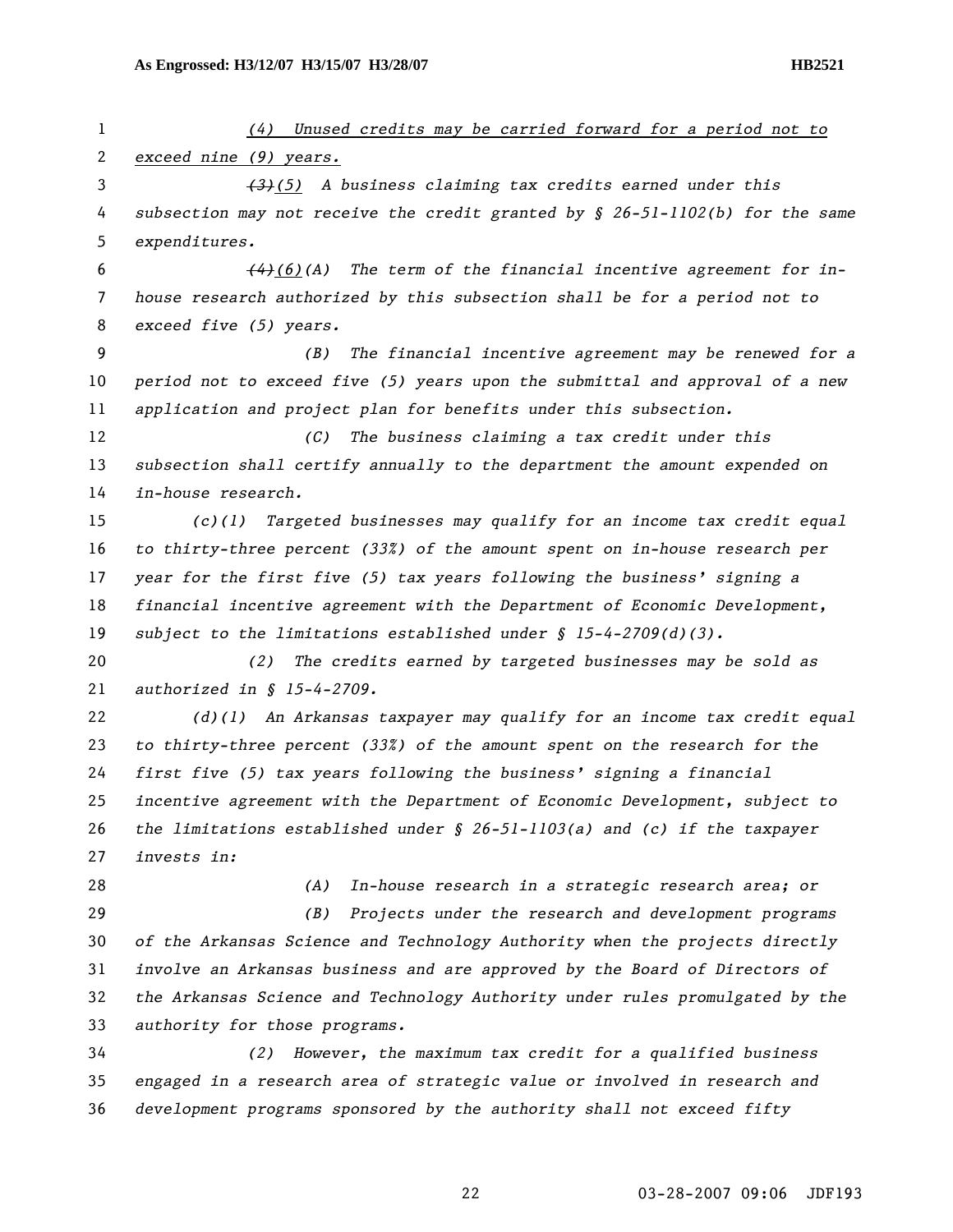*(4) Unused credits may be carried forward for a period not to exceed nine (9) years.*

*~~(3)~~(5) A business claiming tax credits earned under this subsection may not receive the credit granted by § 26-51-1102(b) for the same expenditures.*

*~~(4)~~(6)(A) The term of the financial incentive agreement for in-house research authorized by this subsection shall be for a period not to exceed five (5) years.*

*(B) The financial incentive agreement may be renewed for a period not to exceed five (5) years upon the submittal and approval of a new application and project plan for benefits under this subsection.*

*(C) The business claiming a tax credit under this subsection shall certify annually to the department the amount expended on in-house research.*

*(c)(1) Targeted businesses may qualify for an income tax credit equal to thirty-three percent (33%) of the amount spent on in-house research per year for the first five (5) tax years following the business' signing a financial incentive agreement with the Department of Economic Development, subject to the limitations established under § 15-4-2709(d)(3).*

*(2) The credits earned by targeted businesses may be sold as authorized in § 15-4-2709.*

*(d)(1) An Arkansas taxpayer may qualify for an income tax credit equal to thirty-three percent (33%) of the amount spent on the research for the first five (5) tax years following the business' signing a financial incentive agreement with the Department of Economic Development, subject to the limitations established under § 26-51-1103(a) and (c) if the taxpayer invests in:*

*(A) In-house research in a strategic research area; or*

*(B) Projects under the research and development programs of the Arkansas Science and Technology Authority when the projects directly involve an Arkansas business and are approved by the Board of Directors of the Arkansas Science and Technology Authority under rules promulgated by the authority for those programs.*

*(2) However, the maximum tax credit for a qualified business engaged in a research area of strategic value or involved in research and development programs sponsored by the authority shall not exceed fifty*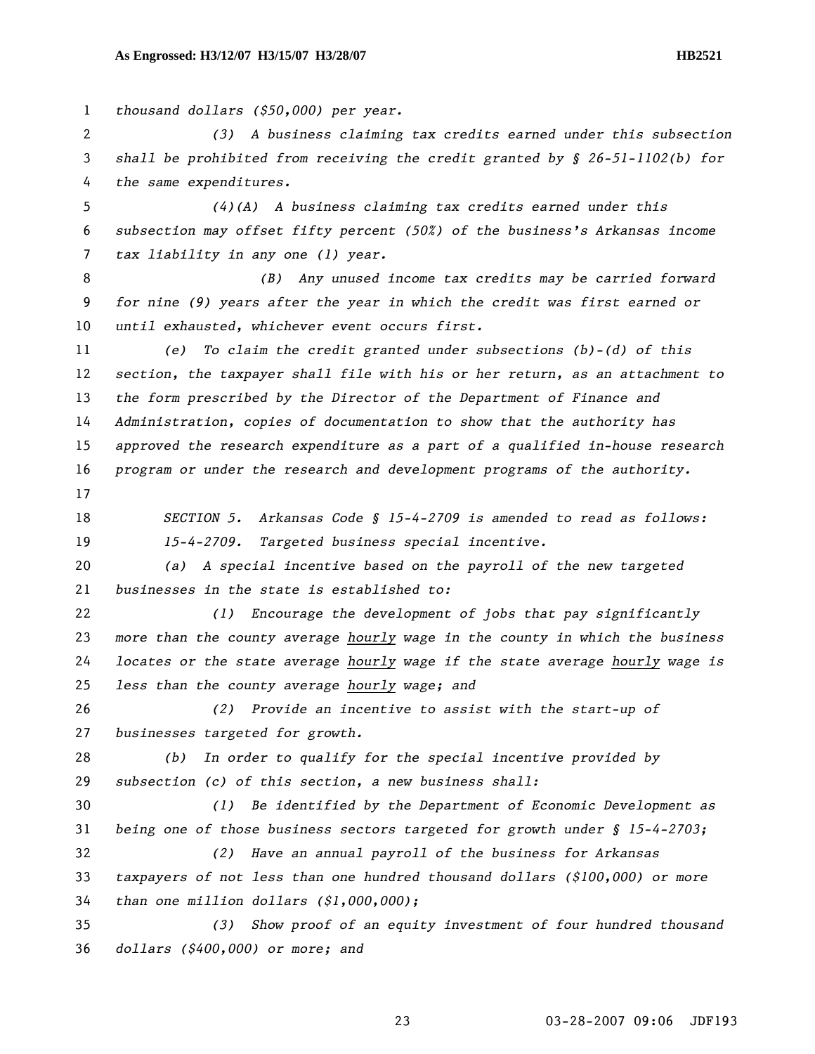*thousand dollars ($50,000) per year.*

*(3) A business claiming tax credits earned under this subsection shall be prohibited from receiving the credit granted by § 26-51-1102(b) for the same expenditures.*

*(4)(A) A business claiming tax credits earned under this subsection may offset fifty percent (50%) of the business's Arkansas income tax liability in any one (1) year.*

*(B) Any unused income tax credits may be carried forward for nine (9) years after the year in which the credit was first earned or until exhausted, whichever event occurs first.*

*(e) To claim the credit granted under subsections (b)-(d) of this section, the taxpayer shall file with his or her return, as an attachment to the form prescribed by the Director of the Department of Finance and Administration, copies of documentation to show that the authority has approved the research expenditure as a part of a qualified in-house research program or under the research and development programs of the authority.*

*SECTION 5. Arkansas Code § 15-4-2709 is amended to read as follows:*

*15-4-2709. Targeted business special incentive.*

*(a) A special incentive based on the payroll of the new targeted businesses in the state is established to:*

*(1) Encourage the development of jobs that pay significantly more than the county average hourly wage in the county in which the business locates or the state average hourly wage if the state average hourly wage is less than the county average hourly wage; and*

*(2) Provide an incentive to assist with the start-up of businesses targeted for growth.*

*(b) In order to qualify for the special incentive provided by subsection (c) of this section, a new business shall:*

*(1) Be identified by the Department of Economic Development as being one of those business sectors targeted for growth under § 15-4-2703;*

*(2) Have an annual payroll of the business for Arkansas taxpayers of not less than one hundred thousand dollars ($100,000) or more than one million dollars ($1,000,000);*

*(3) Show proof of an equity investment of four hundred thousand dollars ($400,000) or more; and*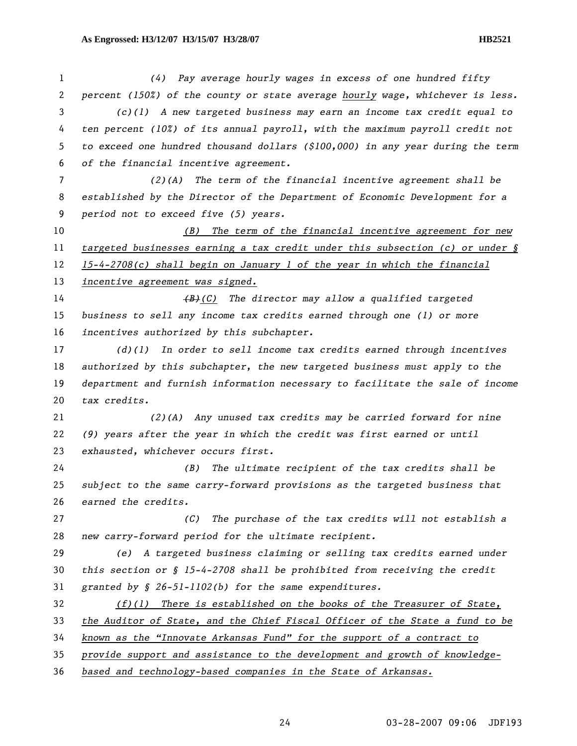(4) Pay average hourly wages in excess of one hundred fifty percent (150%) of the county or state average hourly wage, whichever is less.

(c)(1) A new targeted business may earn an income tax credit equal to ten percent (10%) of its annual payroll, with the maximum payroll credit not to exceed one hundred thousand dollars ($100,000) in any year during the term of the financial incentive agreement.

(2)(A) The term of the financial incentive agreement shall be established by the Director of the Department of Economic Development for a period not to exceed five (5) years.

(B) The term of the financial incentive agreement for new targeted businesses earning a tax credit under this subsection (c) or under § 15-4-2708(c) shall begin on January 1 of the year in which the financial incentive agreement was signed.

~~(B)~~(C) The director may allow a qualified targeted business to sell any income tax credits earned through one (1) or more incentives authorized by this subchapter.

(d)(1) In order to sell income tax credits earned through incentives authorized by this subchapter, the new targeted business must apply to the department and furnish information necessary to facilitate the sale of income tax credits.

(2)(A) Any unused tax credits may be carried forward for nine (9) years after the year in which the credit was first earned or until exhausted, whichever occurs first.

(B) The ultimate recipient of the tax credits shall be subject to the same carry-forward provisions as the targeted business that earned the credits.

(C) The purchase of the tax credits will not establish a new carry-forward period for the ultimate recipient.

(e) A targeted business claiming or selling tax credits earned under this section or § 15-4-2708 shall be prohibited from receiving the credit granted by § 26-51-1102(b) for the same expenditures.

(f)(1) There is established on the books of the Treasurer of State, the Auditor of State, and the Chief Fiscal Officer of the State a fund to be known as the "Innovate Arkansas Fund" for the support of a contract to provide support and assistance to the development and growth of knowledge-based and technology-based companies in the State of Arkansas.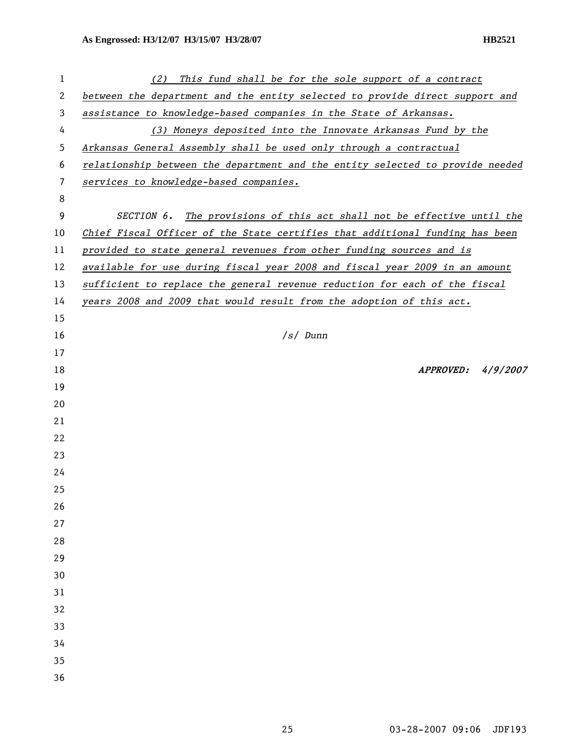*(2) This fund shall be for the sole support of a contract between the department and the entity selected to provide direct support and assistance to knowledge-based companies in the State of Arkansas.*

*(3) Moneys deposited into the Innovate Arkansas Fund by the Arkansas General Assembly shall be used only through a contractual relationship between the department and the entity selected to provide needed services to knowledge-based companies.*

*SECTION 6. The provisions of this act shall not be effective until the Chief Fiscal Officer of the State certifies that additional funding has been provided to state general revenues from other funding sources and is available for use during fiscal year 2008 and fiscal year 2009 in an amount sufficient to replace the general revenue reduction for each of the fiscal years 2008 and 2009 that would result from the adoption of this act.*

*/s/ Dunn*

***APPROVED: 4/9/2007***